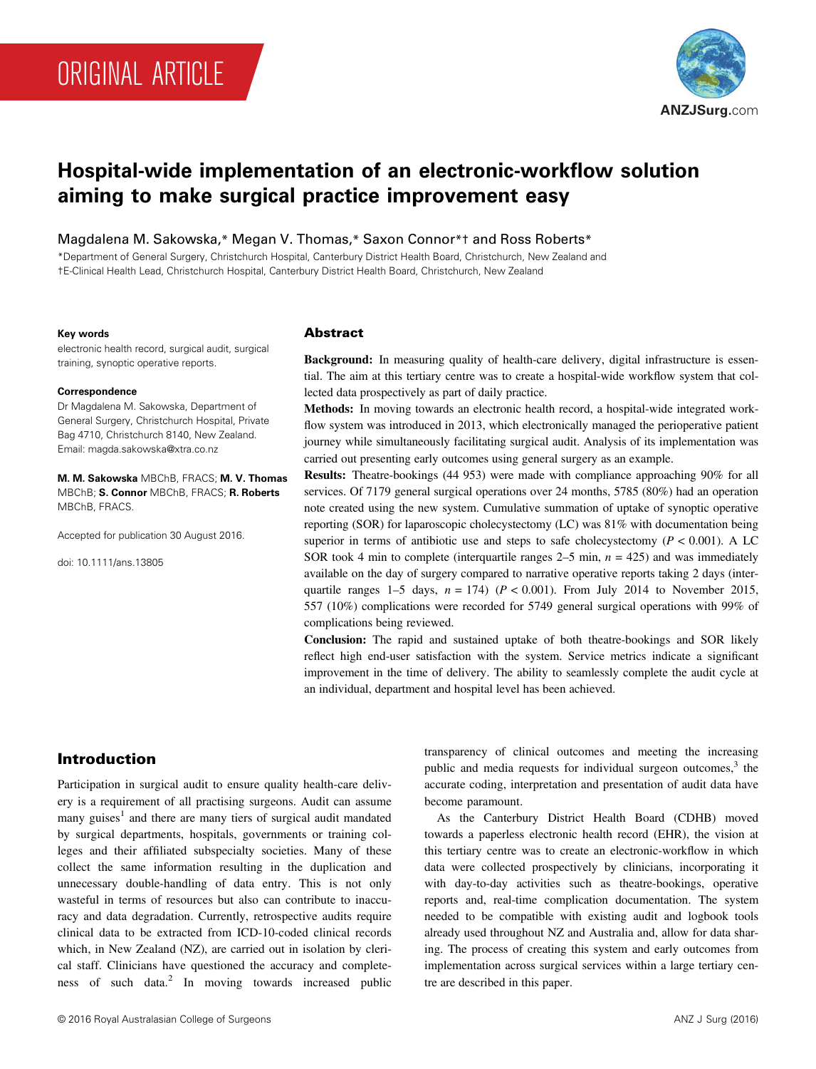ORIGINAL ARTICLE

# Hospital-wide implementation of an electronic-workflow solution aiming to make surgical practice improvement easy

Magdalena M. Sakowska,* Megan V. Thomas,* Saxon Connor*† and Ross Roberts*

*Department of General Surgery, Christchurch Hospital, Canterbury District Health Board, Christchurch, New Zealand and
†E-Clinical Health Lead, Christchurch Hospital, Canterbury District Health Board, Christchurch, New Zealand

**Key words**

electronic health record, surgical audit, surgical training, synoptic operative reports.

**Correspondence**

Dr Magdalena M. Sakowska, Department of General Surgery, Christchurch Hospital, Private Bag 4710, Christchurch 8140, New Zealand. Email: magda.sakowska@xtra.co.nz

**M. M. Sakowska** MBChB, FRACS; **M. V. Thomas** MBChB; **S. Connor** MBChB, FRACS; **R. Roberts** MBChB, FRACS.

Accepted for publication 30 August 2016.

doi: 10.1111/ans.13805

## Abstract

**Background:** In measuring quality of health-care delivery, digital infrastructure is essential. The aim at this tertiary centre was to create a hospital-wide workflow system that collected data prospectively as part of daily practice.

**Methods:** In moving towards an electronic health record, a hospital-wide integrated workflow system was introduced in 2013, which electronically managed the perioperative patient journey while simultaneously facilitating surgical audit. Analysis of its implementation was carried out presenting early outcomes using general surgery as an example.

**Results:** Theatre-bookings (44 953) were made with compliance approaching 90% for all services. Of 7179 general surgical operations over 24 months, 5785 (80%) had an operation note created using the new system. Cumulative summation of uptake of synoptic operative reporting (SOR) for laparoscopic cholecystectomy (LC) was 81% with documentation being superior in terms of antibiotic use and steps to safe cholecystectomy ($P < 0.001$). A LC SOR took 4 min to complete (interquartile ranges 2–5 min, $n = 425$) and was immediately available on the day of surgery compared to narrative operative reports taking 2 days (interquartile ranges 1–5 days, $n = 174$) ($P < 0.001$). From July 2014 to November 2015, 557 (10%) complications were recorded for 5749 general surgical operations with 99% of complications being reviewed.

**Conclusion:** The rapid and sustained uptake of both theatre-bookings and SOR likely reflect high end-user satisfaction with the system. Service metrics indicate a significant improvement in the time of delivery. The ability to seamlessly complete the audit cycle at an individual, department and hospital level has been achieved.

## Introduction

Participation in surgical audit to ensure quality health-care delivery is a requirement of all practising surgeons. Audit can assume many guises[1] and there are many tiers of surgical audit mandated by surgical departments, hospitals, governments or training colleges and their affiliated subspecialty societies. Many of these collect the same information resulting in the duplication and unnecessary double-handling of data entry. This is not only wasteful in terms of resources but also can contribute to inaccuracy and data degradation. Currently, retrospective audits require clinical data to be extracted from ICD-10-coded clinical records which, in New Zealand (NZ), are carried out in isolation by clerical staff. Clinicians have questioned the accuracy and completeness of such data.[2] In moving towards increased public transparency of clinical outcomes and meeting the increasing public and media requests for individual surgeon outcomes,[3] the accurate coding, interpretation and presentation of audit data have become paramount.

As the Canterbury District Health Board (CDHB) moved towards a paperless electronic health record (EHR), the vision at this tertiary centre was to create an electronic-workflow in which data were collected prospectively by clinicians, incorporating it with day-to-day activities such as theatre-bookings, operative reports and, real-time complication documentation. The system needed to be compatible with existing audit and logbook tools already used throughout NZ and Australia and, allow for data sharing. The process of creating this system and early outcomes from implementation across surgical services within a large tertiary centre are described in this paper.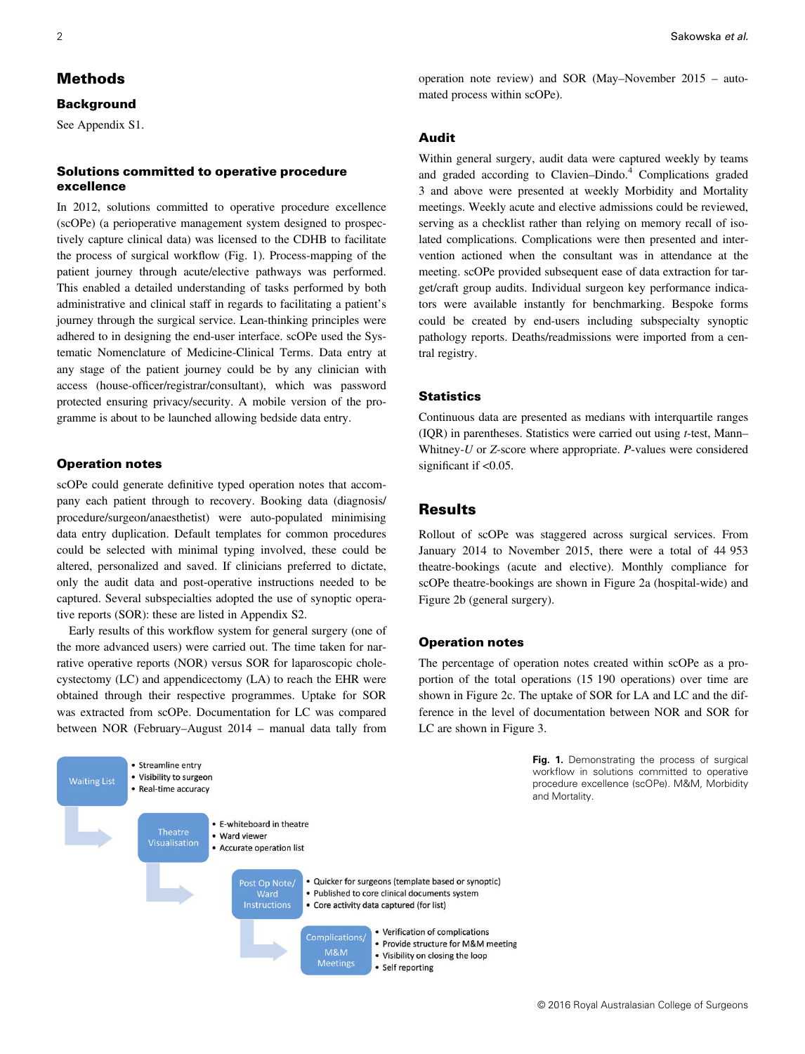## Methods

### Background

See Appendix S1.

### Solutions committed to operative procedure excellence

In 2012, solutions committed to operative procedure excellence (scOPe) (a perioperative management system designed to prospectively capture clinical data) was licensed to the CDHB to facilitate the process of surgical workflow (Fig. 1). Process-mapping of the patient journey through acute/elective pathways was performed. This enabled a detailed understanding of tasks performed by both administrative and clinical staff in regards to facilitating a patient's journey through the surgical service. Lean-thinking principles were adhered to in designing the end-user interface. scOPe used the Systematic Nomenclature of Medicine-Clinical Terms. Data entry at any stage of the patient journey could be by any clinician with access (house-officer/registrar/consultant), which was password protected ensuring privacy/security. A mobile version of the programme is about to be launched allowing bedside data entry.

### Operation notes

scOPe could generate definitive typed operation notes that accompany each patient through to recovery. Booking data (diagnosis/procedure/surgeon/anaesthetist) were auto-populated minimising data entry duplication. Default templates for common procedures could be selected with minimal typing involved, these could be altered, personalized and saved. If clinicians preferred to dictate, only the audit data and post-operative instructions needed to be captured. Several subspecialties adopted the use of synoptic operative reports (SOR): these are listed in Appendix S2.

Early results of this workflow system for general surgery (one of the more advanced users) were carried out. The time taken for narrative operative reports (NOR) versus SOR for laparoscopic cholecystectomy (LC) and appendicectomy (LA) to reach the EHR were obtained through their respective programmes. Uptake for SOR was extracted from scOPe. Documentation for LC was compared between NOR (February–August 2014 – manual data tally from operation note review) and SOR (May–November 2015 – automated process within scOPe).

### Audit

Within general surgery, audit data were captured weekly by teams and graded according to Clavien–Dindo.[4] Complications graded 3 and above were presented at weekly Morbidity and Mortality meetings. Weekly acute and elective admissions could be reviewed, serving as a checklist rather than relying on memory recall of isolated complications. Complications were then presented and intervention actioned when the consultant was in attendance at the meeting. scOPe provided subsequent ease of data extraction for target/craft group audits. Individual surgeon key performance indicators were available instantly for benchmarking. Bespoke forms could be created by end-users including subspecialty synoptic pathology reports. Deaths/readmissions were imported from a central registry.

### Statistics

Continuous data are presented as medians with interquartile ranges (IQR) in parentheses. Statistics were carried out using *t*-test, Mann–Whitney-*U* or *Z*-score where appropriate. *P*-values were considered significant if <0.05.

## Results

Rollout of scOPe was staggered across surgical services. From January 2014 to November 2015, there were a total of 44 953 theatre-bookings (acute and elective). Monthly compliance for scOPe theatre-bookings are shown in Figure 2a (hospital-wide) and Figure 2b (general surgery).

### Operation notes

The percentage of operation notes created within scOPe as a proportion of the total operations (15 190 operations) over time are shown in Figure 2c. The uptake of SOR for LA and LC and the difference in the level of documentation between NOR and SOR for LC are shown in Figure 3.

- Waiting List
  - Streamline entry
  - Visibility to surgeon
  - Real-time accuracy
- Theatre Visualisation
  - E-whiteboard in theatre
  - Ward viewer
  - Accurate operation list
- Post Op Note/ Ward Instructions
  - Quicker for surgeons (template based or synoptic)
  - Published to core clinical documents system
  - Core activity data captured (for list)
- Complications/ M&M Meetings
  - Verification of complications
  - Provide structure for M&M meeting
  - Visibility on closing the loop
  - Self reporting

**Fig. 1.** Demonstrating the process of surgical workflow in solutions committed to operative procedure excellence (scOPe). M&M, Morbidity and Mortality.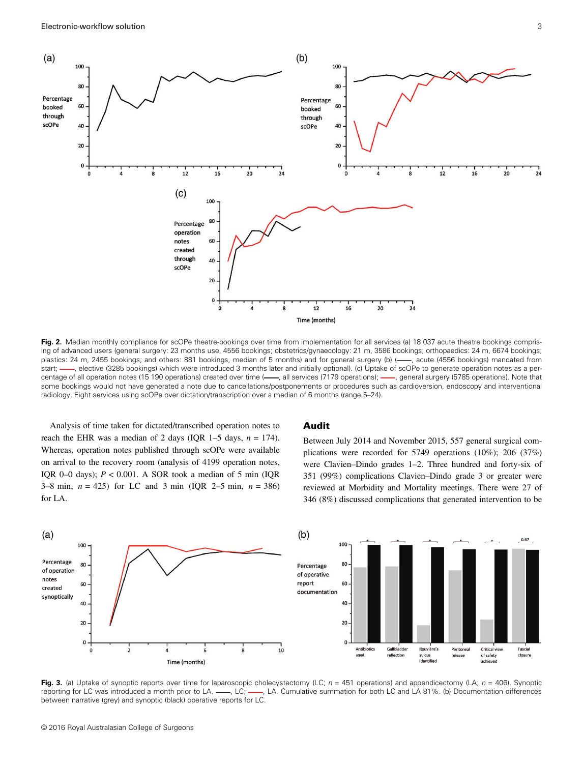**Fig. 2.** Median monthly compliance for scOPe theatre-bookings over time from implementation for all services (a) 18 037 acute theatre bookings comprising of advanced users (general surgery: 23 months use, 4556 bookings; obstetrics/gynaecology: 21 m, 3586 bookings; orthopaedics: 24 m, 6674 bookings; plastics: 24 m, 2455 bookings; and others: 881 bookings, median of 5 months) and for general surgery (b) (——, acute (4556 bookings) mandated from start; ——, elective (3285 bookings) which were introduced 3 months later and initially optional). (c) Uptake of scOPe to generate operation notes as a percentage of all operation notes (15 190 operations) created over time (——, all services (7179 operations); ——, general surgery (5785 operations). Note that some bookings would not have generated a note due to cancellations/postponements or procedures such as cardioversion, endoscopy and interventional radiology. Eight services using scOPe over dictation/transcription over a median of 6 months (range 5–24).

Analysis of time taken for dictated/transcribed operation notes to reach the EHR was a median of 2 days (IQR 1–5 days, $n = 174$). Whereas, operation notes published through scOPe were available on arrival to the recovery room (analysis of 4199 operation notes, IQR 0–0 days); $P < 0.001$. A SOR took a median of 5 min (IQR 3–8 min, $n = 425$) for LC and 3 min (IQR 2–5 min, $n = 386$) for LA.

## Audit

Between July 2014 and November 2015, 557 general surgical complications were recorded for 5749 operations (10%); 206 (37%) were Clavien–Dindo grades 1–2. Three hundred and forty-six of 351 (99%) complications Clavien–Dindo grade 3 or greater were reviewed at Morbidity and Mortality meetings. There were 27 of 346 (8%) discussed complications that generated intervention to be

**Fig. 3.** (a) Uptake of synoptic reports over time for laparoscopic cholecystectomy (LC; $n = 451$ operations) and appendicectomy (LA; $n = 406$). Synoptic reporting for LC was introduced a month prior to LA. ——, LC; ——, LA. Cumulative summation for both LC and LA 81%. (b) Documentation differences between narrative (grey) and synoptic (black) operative reports for LC.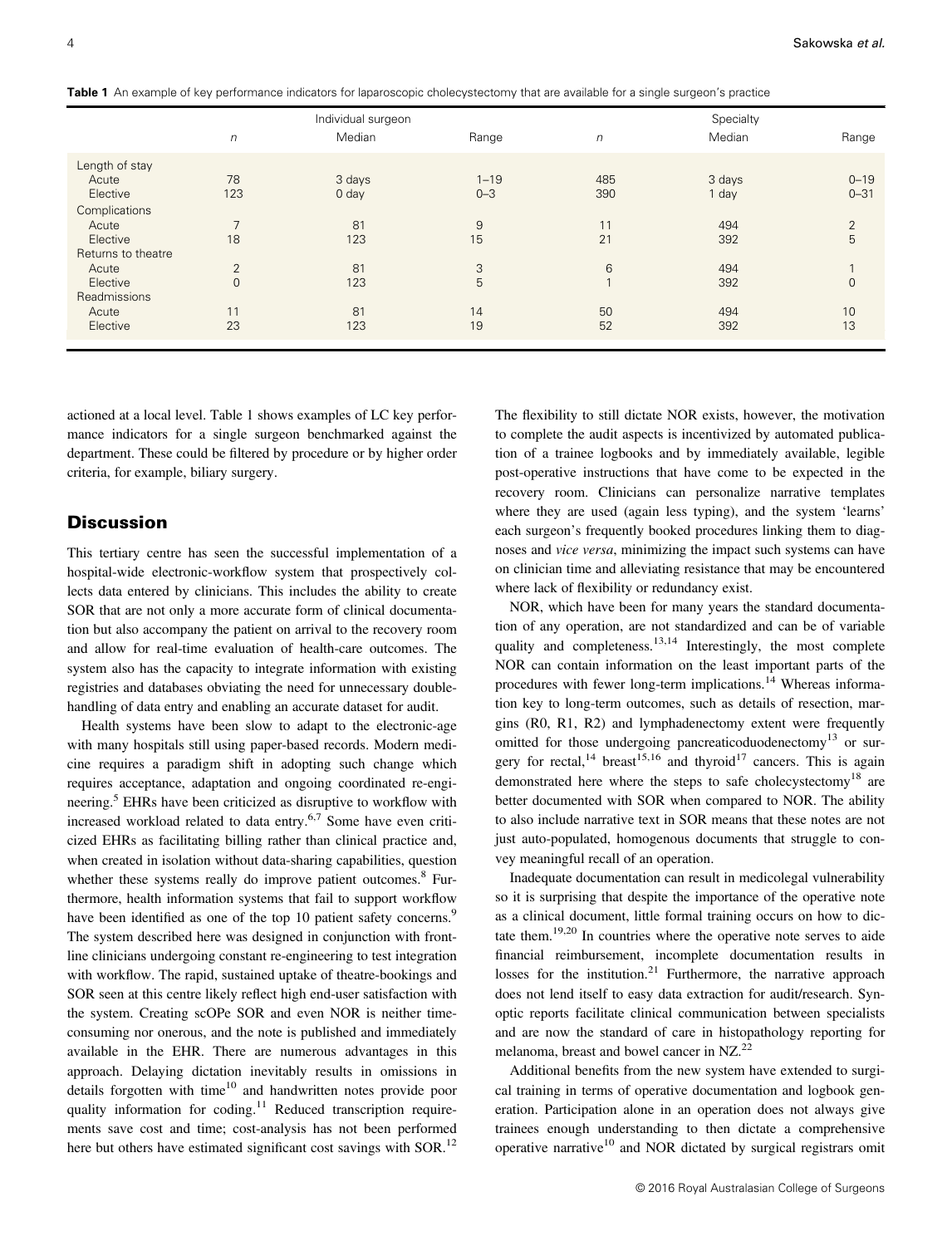**Table 1** An example of key performance indicators for laparoscopic cholecystectomy that are available for a single surgeon's practice

| | Individual surgeon | | | Specialty | | |
|---|---|---|---|---|---|---|
| | *n* | Median | Range | *n* | Median | Range |
| Length of stay | | | | | | |
| Acute | 78 | 3 days | 1–19 | 485 | 3 days | 0–19 |
| Elective | 123 | 0 day | 0–3 | 390 | 1 day | 0–31 |
| Complications | | | | | | |
| Acute | 7 | 81 | 9 | 11 | 494 | 2 |
| Elective | 18 | 123 | 15 | 21 | 392 | 5 |
| Returns to theatre | | | | | | |
| Acute | 2 | 81 | 3 | 6 | 494 | 1 |
| Elective | 0 | 123 | 5 | 1 | 392 | 0 |
| Readmissions | | | | | | |
| Acute | 11 | 81 | 14 | 50 | 494 | 10 |
| Elective | 23 | 123 | 19 | 52 | 392 | 13 |

actioned at a local level. Table 1 shows examples of LC key performance indicators for a single surgeon benchmarked against the department. These could be filtered by procedure or by higher order criteria, for example, biliary surgery.

## Discussion

This tertiary centre has seen the successful implementation of a hospital-wide electronic-workflow system that prospectively collects data entered by clinicians. This includes the ability to create SOR that are not only a more accurate form of clinical documentation but also accompany the patient on arrival to the recovery room and allow for real-time evaluation of health-care outcomes. The system also has the capacity to integrate information with existing registries and databases obviating the need for unnecessary double-handling of data entry and enabling an accurate dataset for audit.

Health systems have been slow to adapt to the electronic-age with many hospitals still using paper-based records. Modern medicine requires a paradigm shift in adopting such change which requires acceptance, adaptation and ongoing coordinated re-engineering.[5] EHRs have been criticized as disruptive to workflow with increased workload related to data entry.[6,7] Some have even criticized EHRs as facilitating billing rather than clinical practice and, when created in isolation without data-sharing capabilities, question whether these systems really do improve patient outcomes.[8] Furthermore, health information systems that fail to support workflow have been identified as one of the top 10 patient safety concerns.[9] The system described here was designed in conjunction with front-line clinicians undergoing constant re-engineering to test integration with workflow. The rapid, sustained uptake of theatre-bookings and SOR seen at this centre likely reflect high end-user satisfaction with the system. Creating scOPe SOR and even NOR is neither time-consuming nor onerous, and the note is published and immediately available in the EHR. There are numerous advantages in this approach. Delaying dictation inevitably results in omissions in details forgotten with time[10] and handwritten notes provide poor quality information for coding.[11] Reduced transcription requirements save cost and time; cost-analysis has not been performed here but others have estimated significant cost savings with SOR.[12] The flexibility to still dictate NOR exists, however, the motivation to complete the audit aspects is incentivized by automated publication of a trainee logbooks and by immediately available, legible post-operative instructions that have come to be expected in the recovery room. Clinicians can personalize narrative templates where they are used (again less typing), and the system 'learns' each surgeon's frequently booked procedures linking them to diagnoses and *vice versa*, minimizing the impact such systems can have on clinician time and alleviating resistance that may be encountered where lack of flexibility or redundancy exist.

NOR, which have been for many years the standard documentation of any operation, are not standardized and can be of variable quality and completeness.[13,14] Interestingly, the most complete NOR can contain information on the least important parts of the procedures with fewer long-term implications.[14] Whereas information key to long-term outcomes, such as details of resection, margins (R0, R1, R2) and lymphadenectomy extent were frequently omitted for those undergoing pancreaticoduodenectomy[13] or surgery for rectal,[14] breast[15,16] and thyroid[17] cancers. This is again demonstrated here where the steps to safe cholecystectomy[18] are better documented with SOR when compared to NOR. The ability to also include narrative text in SOR means that these notes are not just auto-populated, homogenous documents that struggle to convey meaningful recall of an operation.

Inadequate documentation can result in medicolegal vulnerability so it is surprising that despite the importance of the operative note as a clinical document, little formal training occurs on how to dictate them.[19,20] In countries where the operative note serves to aide financial reimbursement, incomplete documentation results in losses for the institution.[21] Furthermore, the narrative approach does not lend itself to easy data extraction for audit/research. Synoptic reports facilitate clinical communication between specialists and are now the standard of care in histopathology reporting for melanoma, breast and bowel cancer in NZ.[22]

Additional benefits from the new system have extended to surgical training in terms of operative documentation and logbook generation. Participation alone in an operation does not always give trainees enough understanding to then dictate a comprehensive operative narrative[10] and NOR dictated by surgical registrars omit

© 2016 Royal Australasian College of Surgeons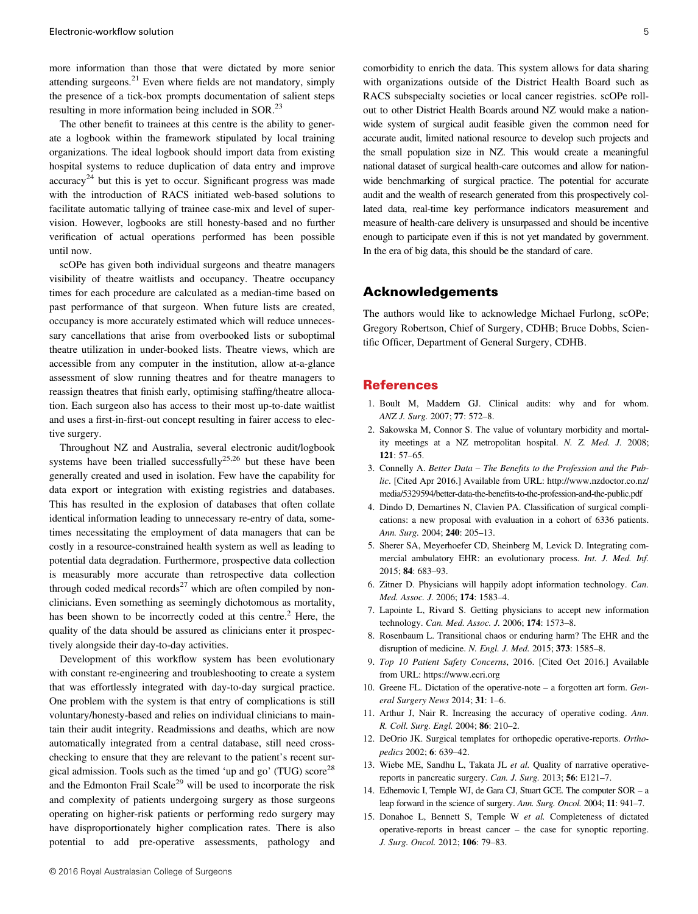more information than those that were dictated by more senior attending surgeons.[21] Even where fields are not mandatory, simply the presence of a tick-box prompts documentation of salient steps resulting in more information being included in SOR.[23]

The other benefit to trainees at this centre is the ability to generate a logbook within the framework stipulated by local training organizations. The ideal logbook should import data from existing hospital systems to reduce duplication of data entry and improve accuracy[24] but this is yet to occur. Significant progress was made with the introduction of RACS initiated web-based solutions to facilitate automatic tallying of trainee case-mix and level of supervision. However, logbooks are still honesty-based and no further verification of actual operations performed has been possible until now.

scOPe has given both individual surgeons and theatre managers visibility of theatre waitlists and occupancy. Theatre occupancy times for each procedure are calculated as a median-time based on past performance of that surgeon. When future lists are created, occupancy is more accurately estimated which will reduce unnecessary cancellations that arise from overbooked lists or suboptimal theatre utilization in under-booked lists. Theatre views, which are accessible from any computer in the institution, allow at-a-glance assessment of slow running theatres and for theatre managers to reassign theatres that finish early, optimising staffing/theatre allocation. Each surgeon also has access to their most up-to-date waitlist and uses a first-in-first-out concept resulting in fairer access to elective surgery.

Throughout NZ and Australia, several electronic audit/logbook systems have been trialled successfully[25,26] but these have been generally created and used in isolation. Few have the capability for data export or integration with existing registries and databases. This has resulted in the explosion of databases that often collate identical information leading to unnecessary re-entry of data, sometimes necessitating the employment of data managers that can be costly in a resource-constrained health system as well as leading to potential data degradation. Furthermore, prospective data collection is measurably more accurate than retrospective data collection through coded medical records[27] which are often compiled by non-clinicians. Even something as seemingly dichotomous as mortality, has been shown to be incorrectly coded at this centre.[2] Here, the quality of the data should be assured as clinicians enter it prospectively alongside their day-to-day activities.

Development of this workflow system has been evolutionary with constant re-engineering and troubleshooting to create a system that was effortlessly integrated with day-to-day surgical practice. One problem with the system is that entry of complications is still voluntary/honesty-based and relies on individual clinicians to maintain their audit integrity. Readmissions and deaths, which are now automatically integrated from a central database, still need cross-checking to ensure that they are relevant to the patient's recent surgical admission. Tools such as the timed 'up and go' (TUG) score[28] and the Edmonton Frail Scale[29] will be used to incorporate the risk and complexity of patients undergoing surgery as those surgeons operating on higher-risk patients or performing redo surgery may have disproportionately higher complication rates. There is also potential to add pre-operative assessments, pathology and comorbidity to enrich the data. This system allows for data sharing with organizations outside of the District Health Board such as RACS subspecialty societies or local cancer registries. scOPe roll-out to other District Health Boards around NZ would make a nationwide system of surgical audit feasible given the common need for accurate audit, limited national resource to develop such projects and the small population size in NZ. This would create a meaningful national dataset of surgical health-care outcomes and allow for nationwide benchmarking of surgical practice. The potential for accurate audit and the wealth of research generated from this prospectively collated data, real-time key performance indicators measurement and measure of health-care delivery is unsurpassed and should be incentive enough to participate even if this is not yet mandated by government. In the era of big data, this should be the standard of care.

## Acknowledgements

The authors would like to acknowledge Michael Furlong, scOPe; Gregory Robertson, Chief of Surgery, CDHB; Bruce Dobbs, Scientific Officer, Department of General Surgery, CDHB.

## References

1. Boult M, Maddern GJ. Clinical audits: why and for whom. *ANZ J. Surg.* 2007; **77**: 572–8.
2. Sakowska M, Connor S. The value of voluntary morbidity and mortality meetings at a NZ metropolitan hospital. *N. Z. Med. J.* 2008; **121**: 57–65.
3. Connelly A. *Better Data – The Benefits to the Profession and the Public*. [Cited Apr 2016.] Available from URL: http://www.nzdoctor.co.nz/media/5329594/better-data-the-benefits-to-the-profession-and-the-public.pdf
4. Dindo D, Demartines N, Clavien PA. Classification of surgical complications: a new proposal with evaluation in a cohort of 6336 patients. *Ann. Surg.* 2004; **240**: 205–13.
5. Sherer SA, Meyerhoefer CD, Sheinberg M, Levick D. Integrating commercial ambulatory EHR: an evolutionary process. *Int. J. Med. Inf.* 2015; **84**: 683–93.
6. Zitner D. Physicians will happily adopt information technology. *Can. Med. Assoc. J.* 2006; **174**: 1583–4.
7. Lapointe L, Rivard S. Getting physicians to accept new information technology. *Can. Med. Assoc. J.* 2006; **174**: 1573–8.
8. Rosenbaum L. Transitional chaos or enduring harm? The EHR and the disruption of medicine. *N. Engl. J. Med.* 2015; **373**: 1585–8.
9. *Top 10 Patient Safety Concerns*, 2016. [Cited Oct 2016.] Available from URL: https://www.ecri.org
10. Greene FL. Dictation of the operative-note – a forgotten art form. *General Surgery News* 2014; **31**: 1–6.
11. Arthur J, Nair R. Increasing the accuracy of operative coding. *Ann. R. Coll. Surg. Engl.* 2004; **86**: 210–2.
12. DeOrio JK. Surgical templates for orthopedic operative-reports. *Orthopedics* 2002; **6**: 639–42.
13. Wiebe ME, Sandhu L, Takata JL *et al.* Quality of narrative operative-reports in pancreatic surgery. *Can. J. Surg.* 2013; **56**: E121–7.
14. Edhemovic I, Temple WJ, de Gara CJ, Stuart GCE. The computer SOR – a leap forward in the science of surgery. *Ann. Surg. Oncol.* 2004; **11**: 941–7.
15. Donahoe L, Bennett S, Temple W *et al.* Completeness of dictated operative-reports in breast cancer – the case for synoptic reporting. *J. Surg. Oncol.* 2012; **106**: 79–83.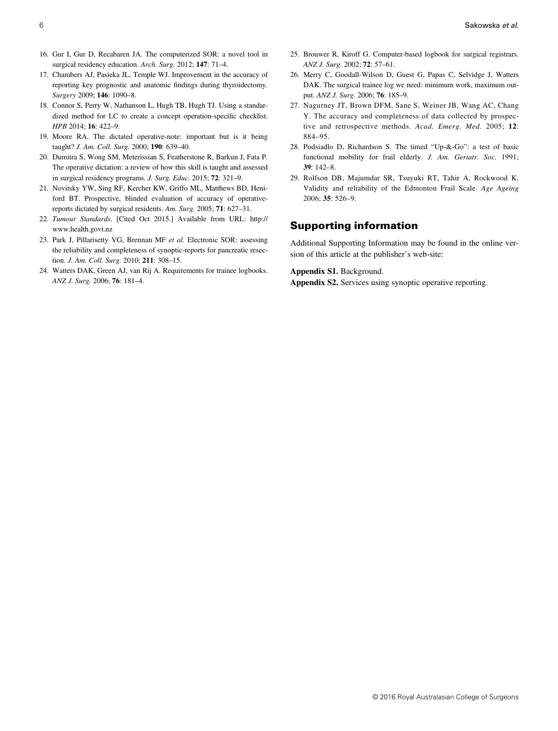16. Gur I, Gur D, Recabaren JA. The computerized SOR: a novel tool in surgical residency education. *Arch. Surg.* 2012; **147**: 71–4.
17. Chambers AJ, Pasieka JL, Temple WJ. Improvement in the accuracy of reporting key prognostic and anatomic findings during thyroidectomy. *Surgery* 2009; **146**: 1090–8.
18. Connor S, Perry W, Nathanson L, Hugh TB, Hugh TJ. Using a standardized method for LC to create a concept operation-specific checklist. *HPB* 2014; **16**: 422–9.
19. Moore RA. The dictated operative-note: important but is it being taught? *J. Am. Coll. Surg.* 2000; **190**: 639–40.
20. Dumitra S, Wong SM, Meterissian S, Featherstone R, Barkun J, Fata P. The operative dictation: a review of how this skill is taught and assessed in surgical residency programs. *J. Surg. Educ.* 2015; **72**: 321–9.
21. Novitsky YW, Sing RF, Kercher KW, Griffo ML, Matthews BD, Heniford BT. Prospective, blinded evaluation of accuracy of operative-reports dictated by surgical residents. *Am. Surg.* 2005; **71**: 627–31.
22. *Tumour Standards*. [Cited Oct 2015.] Available from URL: http://www.health.govt.nz
23. Park J, Pillarisetty VG, Brennan MF *et al.* Electronic SOR: assessing the reliability and completeness of synoptic-reports for pancreatic resection. *J. Am. Coll. Surg.* 2010; **211**: 308–15.
24. Watters DAK, Green AJ, van Rij A. Requirements for trainee logbooks. *ANZ J. Surg.* 2006; **76**: 181–4.
25. Brouwer R, Kiroff G. Computer-based logbook for surgical registrars. *ANZ J. Surg.* 2002; **72**: 57–61.
26. Merry C, Goodall-Wilson D, Guest G, Papas C, Selvidge J, Watters DAK. The surgical trainee log we need: minimum work, maximum output. *ANZ J. Surg.* 2006; **76**: 185–9.
27. Nagurney JT, Brown DFM, Sane S, Weiner JB, Wang AC, Chang Y. The accuracy and completeness of data collected by prospective and retrospective methods. *Acad. Emerg. Med.* 2005; **12**: 884–95.
28. Podsiadlo D, Richardson S. The timed "Up-&-Go": a test of basic functional mobility for frail elderly. *J. Am. Geriatr. Soc.* 1991; **39**: 142–8.
29. Rolfson DB, Majumdar SR, Tsuyuki RT, Tahir A, Rockwood K. Validity and reliability of the Edmonton Frail Scale. *Age Ageing* 2006; **35**: 526–9.

## Supporting information

Additional Supporting Information may be found in the online version of this article at the publisher's web-site:

**Appendix S1.** Background.

**Appendix S2.** Services using synoptic operative reporting.

© 2016 Royal Australasian College of Surgeons